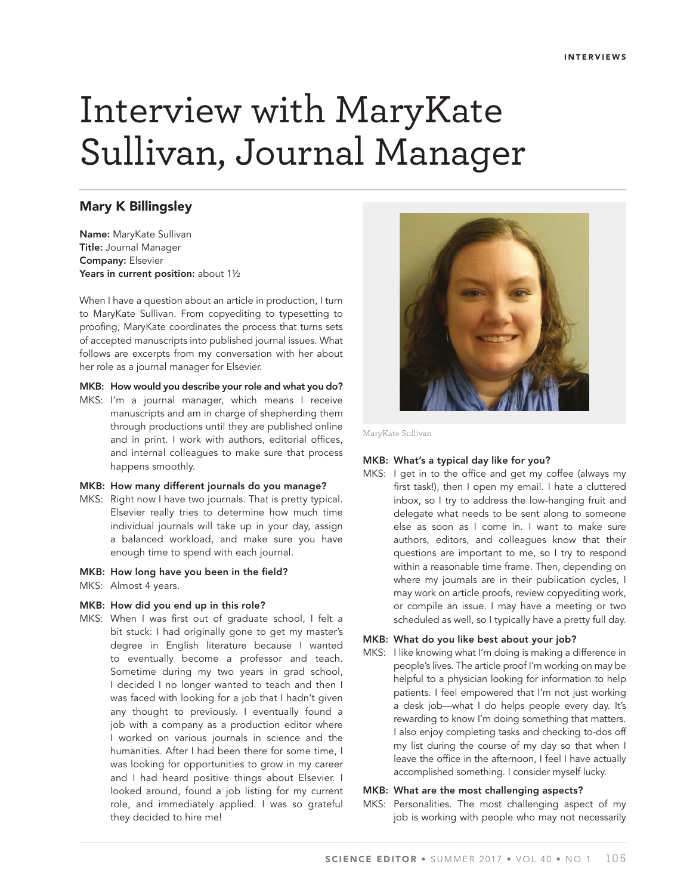# Interview with MaryKate Sullivan, Journal Manager

## Mary K Billingsley

**Name:** MaryKate Sullivan
**Title:** Journal Manager
**Company:** Elsevier
**Years in current position:** about 1½

When I have a question about an article in production, I turn to MaryKate Sullivan. From copyediting to typesetting to proofing, MaryKate coordinates the process that turns sets of accepted manuscripts into published journal issues. What follows are excerpts from my conversation with her about her role as a journal manager for Elsevier.

**MKB: How would you describe your role and what you do?**

MKS: I'm a journal manager, which means I receive manuscripts and am in charge of shepherding them through productions until they are published online and in print. I work with authors, editorial offices, and internal colleagues to make sure that process happens smoothly.

**MKB: How many different journals do you manage?**

MKS: Right now I have two journals. That is pretty typical. Elsevier really tries to determine how much time individual journals will take up in your day, assign a balanced workload, and make sure you have enough time to spend with each journal.

**MKB: How long have you been in the field?**

MKS: Almost 4 years.

**MKB: How did you end up in this role?**

MKS: When I was first out of graduate school, I felt a bit stuck: I had originally gone to get my master's degree in English literature because I wanted to eventually become a professor and teach. Sometime during my two years in grad school, I decided I no longer wanted to teach and then I was faced with looking for a job that I hadn't given any thought to previously. I eventually found a job with a company as a production editor where I worked on various journals in science and the humanities. After I had been there for some time, I was looking for opportunities to grow in my career and I had heard positive things about Elsevier. I looked around, found a job listing for my current role, and immediately applied. I was so grateful they decided to hire me!

MaryKate Sullivan

**MKB: What's a typical day like for you?**

MKS: I get in to the office and get my coffee (always my first task!), then I open my email. I hate a cluttered inbox, so I try to address the low-hanging fruit and delegate what needs to be sent along to someone else as soon as I come in. I want to make sure authors, editors, and colleagues know that their questions are important to me, so I try to respond within a reasonable time frame. Then, depending on where my journals are in their publication cycles, I may work on article proofs, review copyediting work, or compile an issue. I may have a meeting or two scheduled as well, so I typically have a pretty full day.

**MKB: What do you like best about your job?**

MKS: I like knowing what I'm doing is making a difference in people's lives. The article proof I'm working on may be helpful to a physician looking for information to help patients. I feel empowered that I'm not just working a desk job—what I do helps people every day. It's rewarding to know I'm doing something that matters. I also enjoy completing tasks and checking to-dos off my list during the course of my day so that when I leave the office in the afternoon, I feel I have actually accomplished something. I consider myself lucky.

**MKB: What are the most challenging aspects?**

MKS: Personalities. The most challenging aspect of my job is working with people who may not necessarily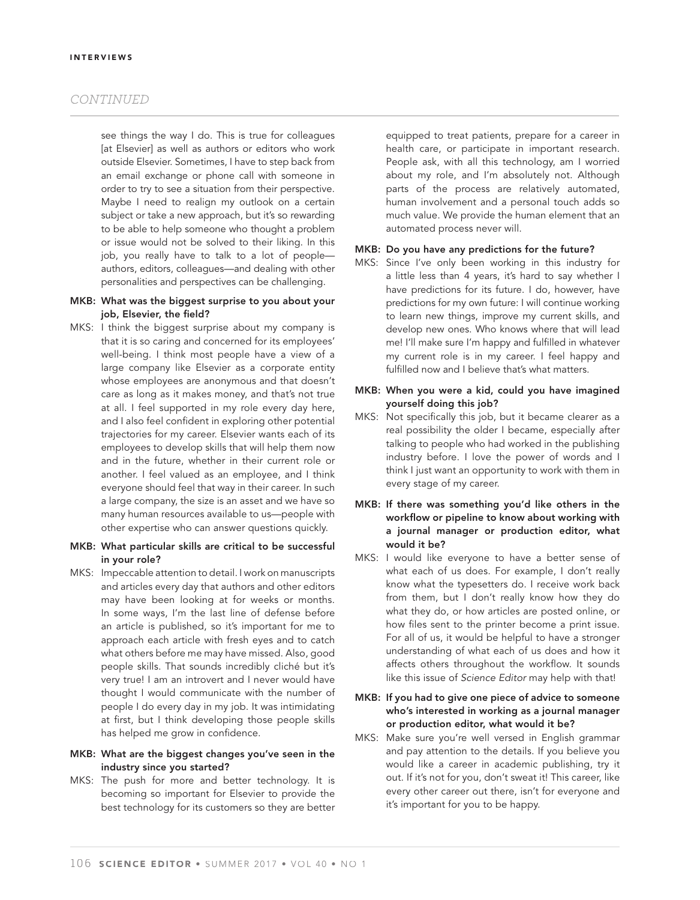*CONTINUED*

see things the way I do. This is true for colleagues [at Elsevier] as well as authors or editors who work outside Elsevier. Sometimes, I have to step back from an email exchange or phone call with someone in order to try to see a situation from their perspective. Maybe I need to realign my outlook on a certain subject or take a new approach, but it's so rewarding to be able to help someone who thought a problem or issue would not be solved to their liking. In this job, you really have to talk to a lot of people—authors, editors, colleagues—and dealing with other personalities and perspectives can be challenging.

**MKB: What was the biggest surprise to you about your job, Elsevier, the field?**

MKS: I think the biggest surprise about my company is that it is so caring and concerned for its employees' well-being. I think most people have a view of a large company like Elsevier as a corporate entity whose employees are anonymous and that doesn't care as long as it makes money, and that's not true at all. I feel supported in my role every day here, and I also feel confident in exploring other potential trajectories for my career. Elsevier wants each of its employees to develop skills that will help them now and in the future, whether in their current role or another. I feel valued as an employee, and I think everyone should feel that way in their career. In such a large company, the size is an asset and we have so many human resources available to us—people with other expertise who can answer questions quickly.

**MKB: What particular skills are critical to be successful in your role?**

MKS: Impeccable attention to detail. I work on manuscripts and articles every day that authors and other editors may have been looking at for weeks or months. In some ways, I'm the last line of defense before an article is published, so it's important for me to approach each article with fresh eyes and to catch what others before me may have missed. Also, good people skills. That sounds incredibly cliché but it's very true! I am an introvert and I never would have thought I would communicate with the number of people I do every day in my job. It was intimidating at first, but I think developing those people skills has helped me grow in confidence.

**MKB: What are the biggest changes you've seen in the industry since you started?**

MKS: The push for more and better technology. It is becoming so important for Elsevier to provide the best technology for its customers so they are better equipped to treat patients, prepare for a career in health care, or participate in important research. People ask, with all this technology, am I worried about my role, and I'm absolutely not. Although parts of the process are relatively automated, human involvement and a personal touch adds so much value. We provide the human element that an automated process never will.

**MKB: Do you have any predictions for the future?**

MKS: Since I've only been working in this industry for a little less than 4 years, it's hard to say whether I have predictions for its future. I do, however, have predictions for my own future: I will continue working to learn new things, improve my current skills, and develop new ones. Who knows where that will lead me! I'll make sure I'm happy and fulfilled in whatever my current role is in my career. I feel happy and fulfilled now and I believe that's what matters.

**MKB: When you were a kid, could you have imagined yourself doing this job?**

MKS: Not specifically this job, but it became clearer as a real possibility the older I became, especially after talking to people who had worked in the publishing industry before. I love the power of words and I think I just want an opportunity to work with them in every stage of my career.

**MKB: If there was something you'd like others in the workflow or pipeline to know about working with a journal manager or production editor, what would it be?**

MKS: I would like everyone to have a better sense of what each of us does. For example, I don't really know what the typesetters do. I receive work back from them, but I don't really know how they do what they do, or how articles are posted online, or how files sent to the printer become a print issue. For all of us, it would be helpful to have a stronger understanding of what each of us does and how it affects others throughout the workflow. It sounds like this issue of *Science Editor* may help with that!

**MKB: If you had to give one piece of advice to someone who's interested in working as a journal manager or production editor, what would it be?**

MKS: Make sure you're well versed in English grammar and pay attention to the details. If you believe you would like a career in academic publishing, try it out. If it's not for you, don't sweat it! This career, like every other career out there, isn't for everyone and it's important for you to be happy.